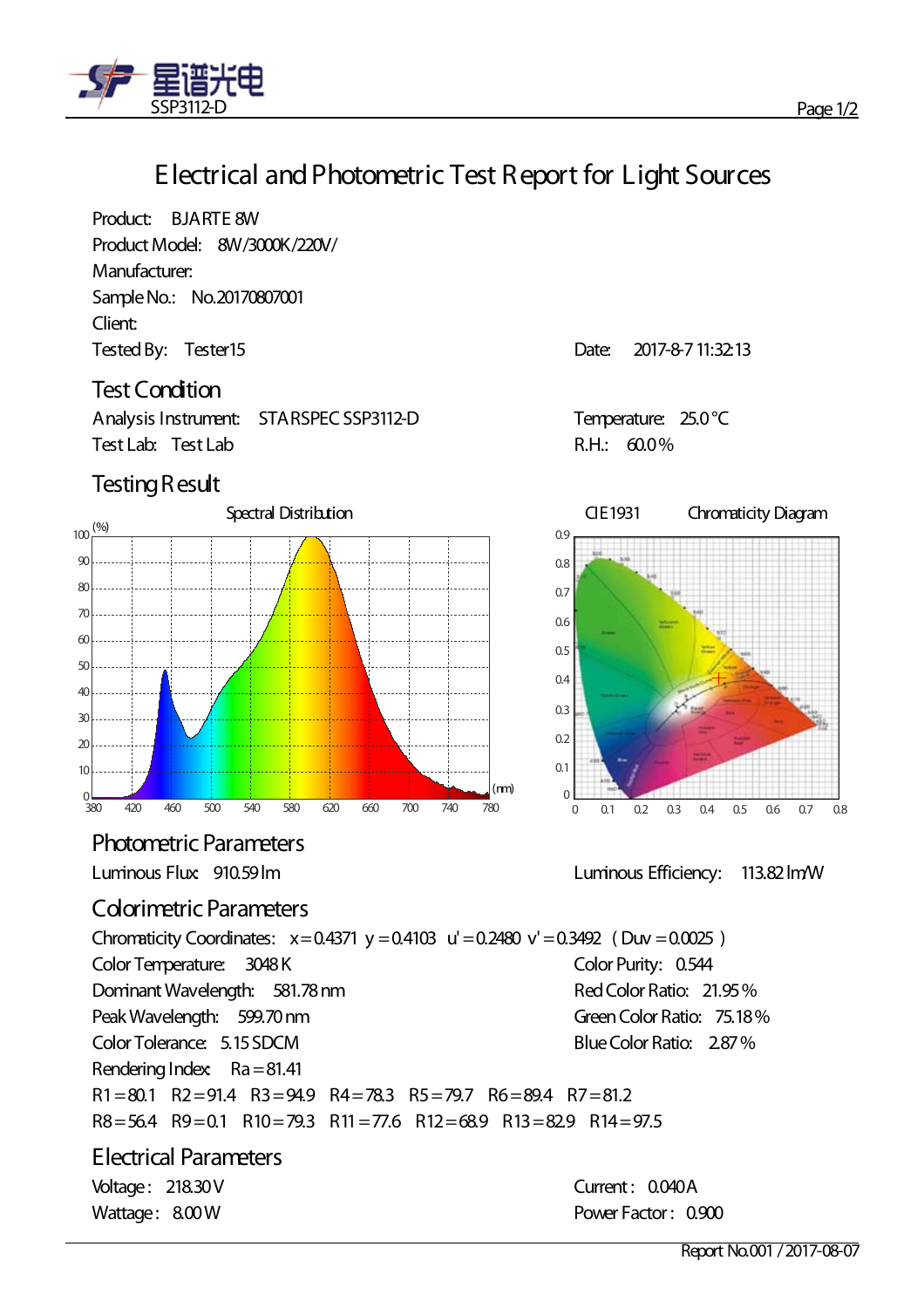# Electrical and Photometric Test Report for Light Sources

Product: BJARTE 8W
Product Model: 8W/3000K/220V/
Manufacturer:
Sample No.: No.20170807001
Client:
Tested By: Tester15
Date: 2017-8-7 11:32:13

## Test Condition

Analysis Instrument: STARSPEC SSP3112-D
Temperature: 25.0 °C
Test Lab: Test Lab
R.H.: 60.0 %

## Testing Result

Spectral Distribution

CIE 1931 Chromaticity Diagram

## Photometric Parameters

Luminous Flux: 910.59 lm
Luminous Efficiency: 113.82 lm/W

## Colorimetric Parameters

Chromaticity Coordinates: x = 0.4371 y = 0.4103 u' = 0.2480 v' = 0.3492 ( Duv = 0.0025 )

Color Temperature: 3048 K
Color Purity: 0.544
Dominant Wavelength: 581.78 nm
Red Color Ratio: 21.95 %
Peak Wavelength: 599.70 nm
Green Color Ratio: 75.18 %
Color Tolerance: 5.15 SDCM
Blue Color Ratio: 2.87 %
Rendering Index: Ra = 81.41

R1 = 80.1 R2 = 91.4 R3 = 94.9 R4 = 78.3 R5 = 79.7 R6 = 89.4 R7 = 81.2
R8 = 56.4 R9 = 0.1 R10 = 79.3 R11 = 77.6 R12 = 68.9 R13 = 82.9 R14 = 97.5

## Electrical Parameters

Voltage: 218.30 V
Current: 0.040 A
Wattage: 8.00 W
Power Factor: 0.900

Report No.001 / 2017-08-07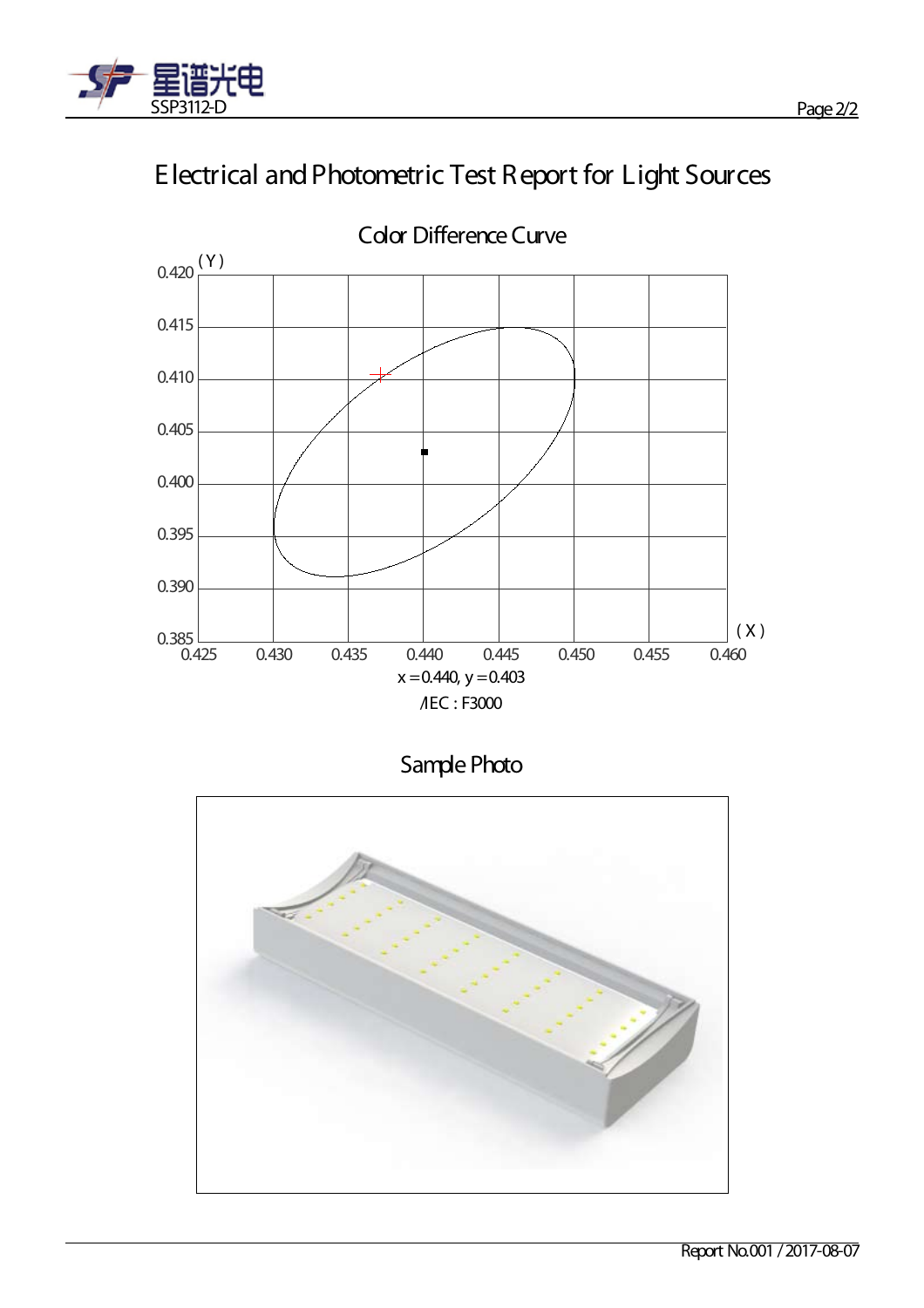# Electrical and Photometric Test Report for Light Sources

## Color Difference Curve

(Y)

0.420
0.415
0.410
0.405
0.400
0.395
0.390
0.385

0.425 0.430 0.435 0.440 0.445 0.450 0.455 0.460 (X)

x = 0.440, y = 0.403

/IEC : F3000

## Sample Photo